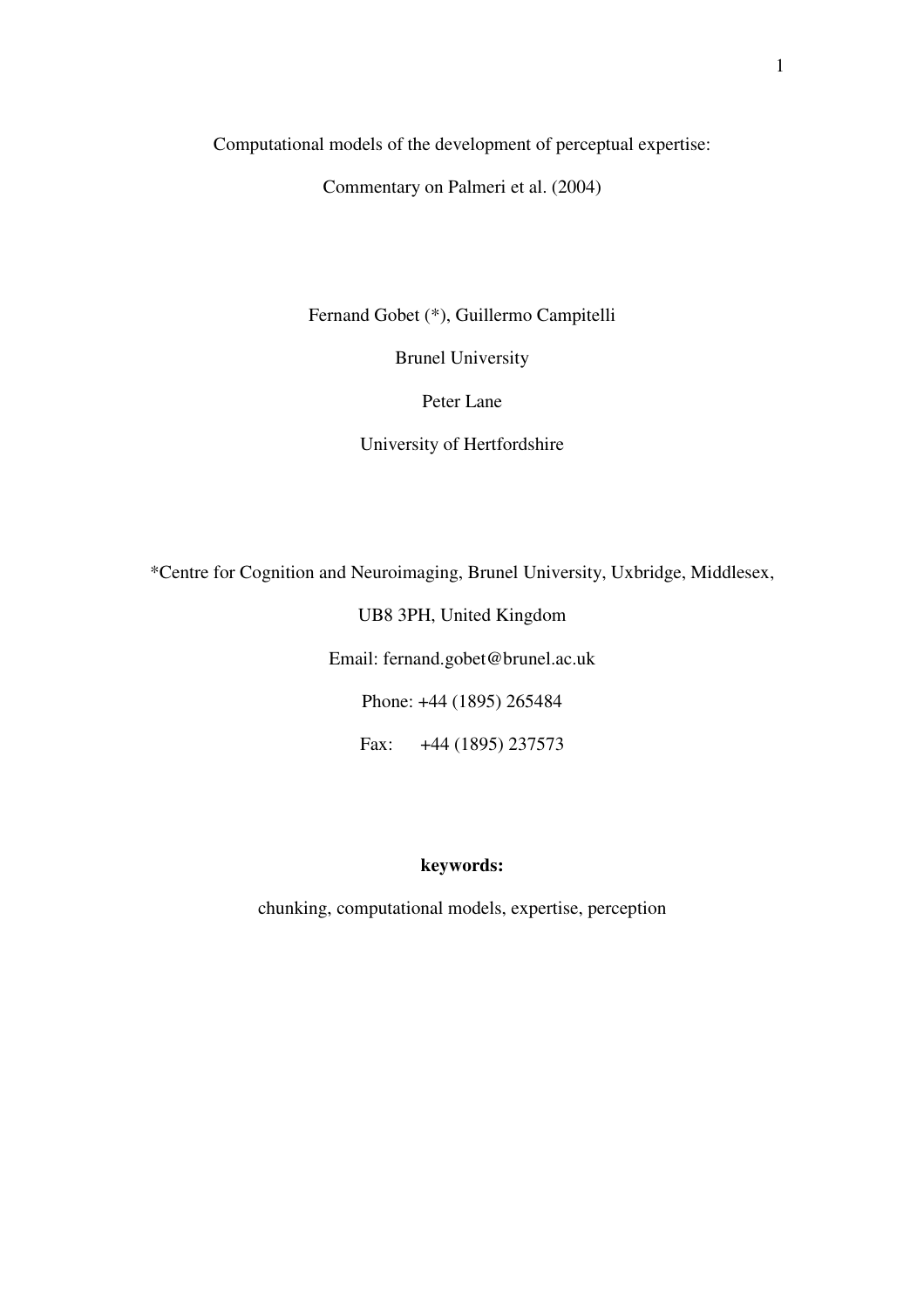# Computational models of the development of perceptual expertise:

# Commentary on Palmeri et al. (2004)

Fernand Gobet (*), Guillermo Campitelli

Brunel University

Peter Lane

University of Hertfordshire

*Centre for Cognition and Neuroimaging, Brunel University, Uxbridge, Middlesex,

UB8 3PH, United Kingdom

Email: fernand.gobet@brunel.ac.uk

Phone: +44 (1895) 265484

Fax: +44 (1895) 237573

**keywords:**

chunking, computational models, expertise, perception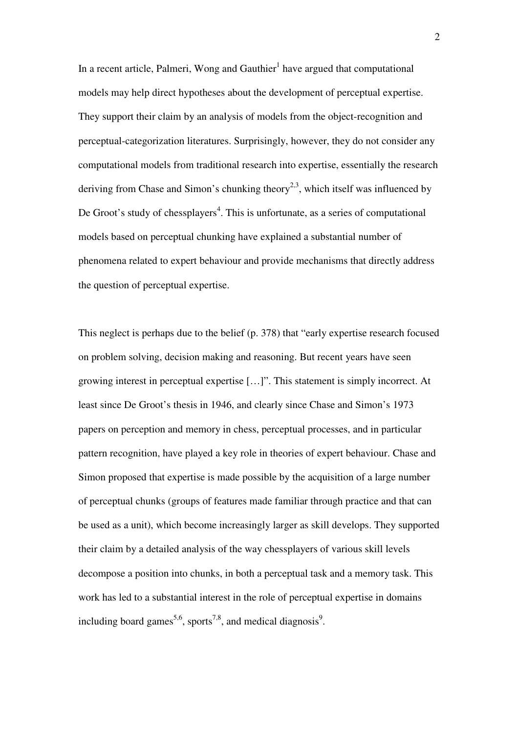In a recent article, Palmeri, Wong and Gauthier[1] have argued that computational models may help direct hypotheses about the development of perceptual expertise. They support their claim by an analysis of models from the object-recognition and perceptual-categorization literatures. Surprisingly, however, they do not consider any computational models from traditional research into expertise, essentially the research deriving from Chase and Simon's chunking theory[2,3], which itself was influenced by De Groot's study of chessplayers[4]. This is unfortunate, as a series of computational models based on perceptual chunking have explained a substantial number of phenomena related to expert behaviour and provide mechanisms that directly address the question of perceptual expertise.

This neglect is perhaps due to the belief (p. 378) that "early expertise research focused on problem solving, decision making and reasoning. But recent years have seen growing interest in perceptual expertise […]". This statement is simply incorrect. At least since De Groot's thesis in 1946, and clearly since Chase and Simon's 1973 papers on perception and memory in chess, perceptual processes, and in particular pattern recognition, have played a key role in theories of expert behaviour. Chase and Simon proposed that expertise is made possible by the acquisition of a large number of perceptual chunks (groups of features made familiar through practice and that can be used as a unit), which become increasingly larger as skill develops. They supported their claim by a detailed analysis of the way chessplayers of various skill levels decompose a position into chunks, in both a perceptual task and a memory task. This work has led to a substantial interest in the role of perceptual expertise in domains including board games[5,6], sports[7,8], and medical diagnosis[9].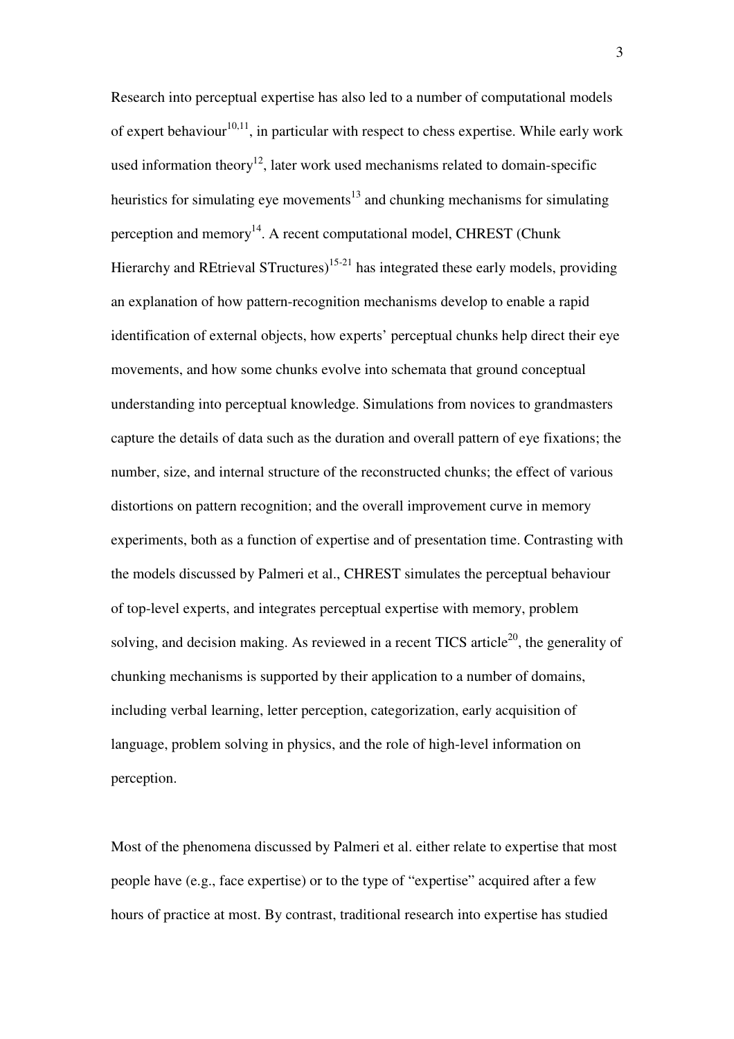Research into perceptual expertise has also led to a number of computational models of expert behaviour[10,11], in particular with respect to chess expertise. While early work used information theory[12], later work used mechanisms related to domain-specific heuristics for simulating eye movements[13] and chunking mechanisms for simulating perception and memory[14]. A recent computational model, CHREST (Chunk Hierarchy and REtrieval STructures)[15-21] has integrated these early models, providing an explanation of how pattern-recognition mechanisms develop to enable a rapid identification of external objects, how experts' perceptual chunks help direct their eye movements, and how some chunks evolve into schemata that ground conceptual understanding into perceptual knowledge. Simulations from novices to grandmasters capture the details of data such as the duration and overall pattern of eye fixations; the number, size, and internal structure of the reconstructed chunks; the effect of various distortions on pattern recognition; and the overall improvement curve in memory experiments, both as a function of expertise and of presentation time. Contrasting with the models discussed by Palmeri et al., CHREST simulates the perceptual behaviour of top-level experts, and integrates perceptual expertise with memory, problem solving, and decision making. As reviewed in a recent TICS article[20], the generality of chunking mechanisms is supported by their application to a number of domains, including verbal learning, letter perception, categorization, early acquisition of language, problem solving in physics, and the role of high-level information on perception.

Most of the phenomena discussed by Palmeri et al. either relate to expertise that most people have (e.g., face expertise) or to the type of "expertise" acquired after a few hours of practice at most. By contrast, traditional research into expertise has studied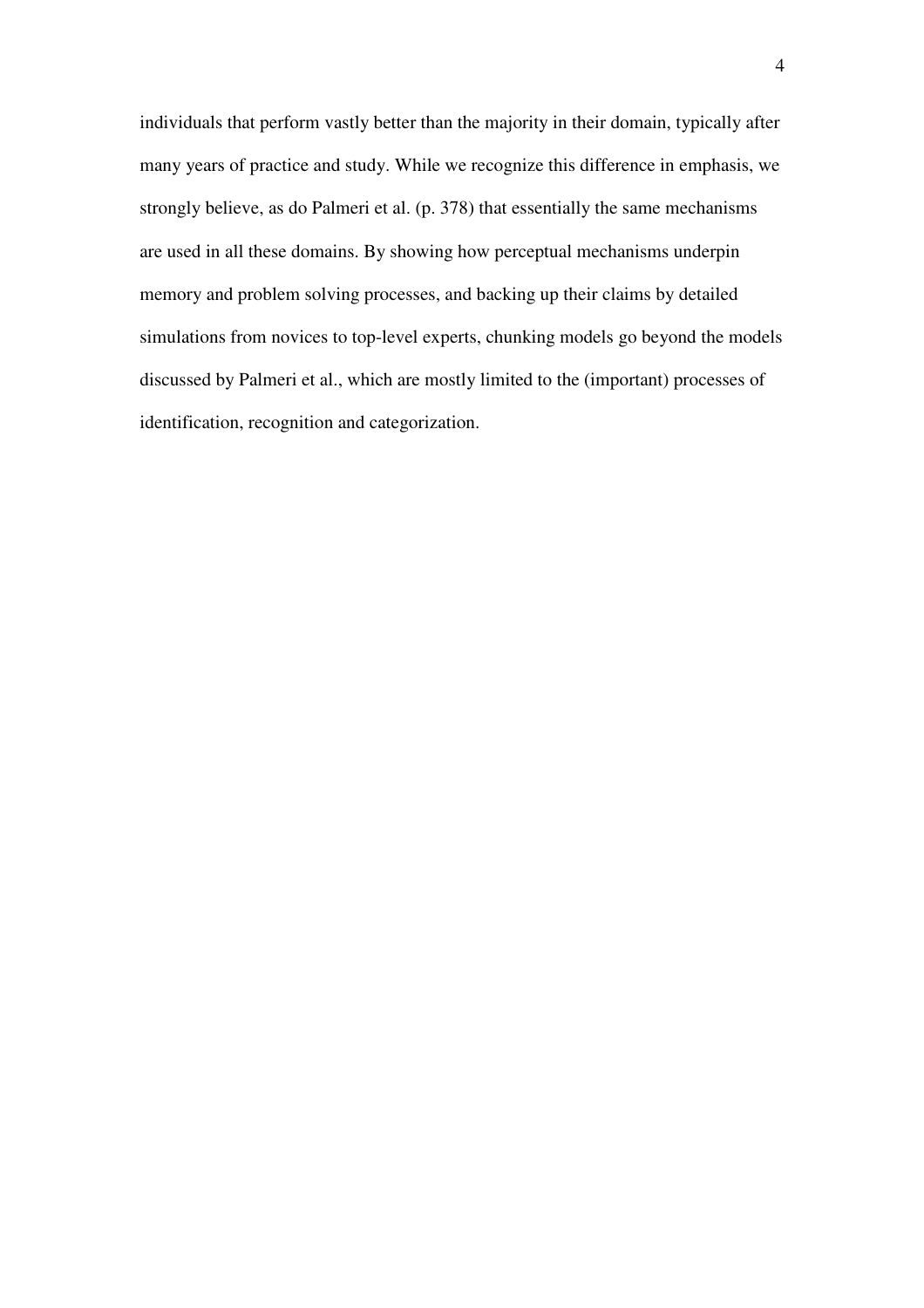individuals that perform vastly better than the majority in their domain, typically after many years of practice and study. While we recognize this difference in emphasis, we strongly believe, as do Palmeri et al. (p. 378) that essentially the same mechanisms are used in all these domains. By showing how perceptual mechanisms underpin memory and problem solving processes, and backing up their claims by detailed simulations from novices to top-level experts, chunking models go beyond the models discussed by Palmeri et al., which are mostly limited to the (important) processes of identification, recognition and categorization.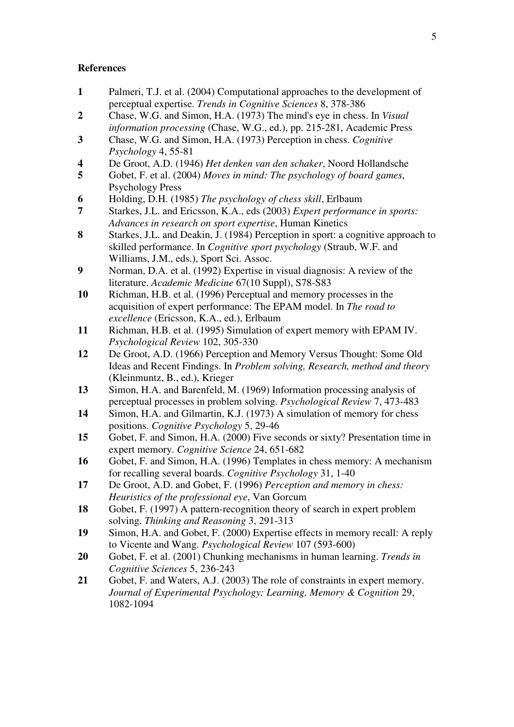**References**

1. Palmeri, T.J. et al. (2004) Computational approaches to the development of perceptual expertise. *Trends in Cognitive Sciences* 8, 378-386
2. Chase, W.G. and Simon, H.A. (1973) The mind's eye in chess. In *Visual information processing* (Chase, W.G., ed.), pp. 215-281, Academic Press
3. Chase, W.G. and Simon, H.A. (1973) Perception in chess. *Cognitive Psychology* 4, 55-81
4. De Groot, A.D. (1946) *Het denken van den schaker*, Noord Hollandsche
5. Gobet, F. et al. (2004) *Moves in mind: The psychology of board games*, Psychology Press
6. Holding, D.H. (1985) *The psychology of chess skill*, Erlbaum
7. Starkes, J.L. and Ericsson, K.A., eds (2003) *Expert performance in sports: Advances in research on sport expertise*, Human Kinetics
8. Starkes, J.L. and Deakin, J. (1984) Perception in sport: a cognitive approach to skilled performance. In *Cognitive sport psychology* (Straub, W.F. and Williams, J.M., eds.), Sport Sci. Assoc.
9. Norman, D.A. et al. (1992) Expertise in visual diagnosis: A review of the literature. *Academic Medicine* 67(10 Suppl), S78-S83
10. Richman, H.B. et al. (1996) Perceptual and memory processes in the acquisition of expert performance: The EPAM model. In *The road to excellence* (Ericsson, K.A., ed.), Erlbaum
11. Richman, H.B. et al. (1995) Simulation of expert memory with EPAM IV. *Psychological Review* 102, 305-330
12. De Groot, A.D. (1966) Perception and Memory Versus Thought: Some Old Ideas and Recent Findings. In *Problem solving, Research, method and theory* (Kleinmuntz, B., ed.), Krieger
13. Simon, H.A. and Barenfeld, M. (1969) Information processing analysis of perceptual processes in problem solving. *Psychological Review* 7, 473-483
14. Simon, H.A. and Gilmartin, K.J. (1973) A simulation of memory for chess positions. *Cognitive Psychology* 5, 29-46
15. Gobet, F. and Simon, H.A. (2000) Five seconds or sixty? Presentation time in expert memory. *Cognitive Science* 24, 651-682
16. Gobet, F. and Simon, H.A. (1996) Templates in chess memory: A mechanism for recalling several boards. *Cognitive Psychology* 31, 1-40
17. De Groot, A.D. and Gobet, F. (1996) *Perception and memory in chess: Heuristics of the professional eye*, Van Gorcum
18. Gobet, F. (1997) A pattern-recognition theory of search in expert problem solving. *Thinking and Reasoning* 3, 291-313
19. Simon, H.A. and Gobet, F. (2000) Expertise effects in memory recall: A reply to Vicente and Wang. *Psychological Review* 107 (593-600)
20. Gobet, F. et al. (2001) Chunking mechanisms in human learning. *Trends in Cognitive Sciences* 5, 236-243
21. Gobet, F. and Waters, A.J. (2003) The role of constraints in expert memory. *Journal of Experimental Psychology: Learning, Memory & Cognition* 29, 1082-1094